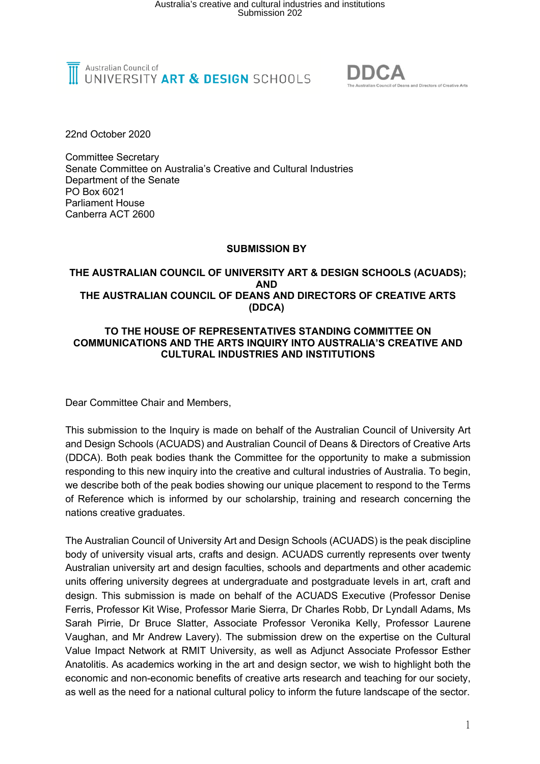Australian Council of UNIVERSITY ART & DESIGN SCHOOLS

DDCA
The Australian Council of Deans and Directors of Creative Arts

22nd October 2020

Committee Secretary
Senate Committee on Australia's Creative and Cultural Industries
Department of the Senate
PO Box 6021
Parliament House
Canberra ACT 2600

**SUBMISSION BY**

**THE AUSTRALIAN COUNCIL OF UNIVERSITY ART & DESIGN SCHOOLS (ACUADS); AND THE AUSTRALIAN COUNCIL OF DEANS AND DIRECTORS OF CREATIVE ARTS (DDCA)**

**TO THE HOUSE OF REPRESENTATIVES STANDING COMMITTEE ON COMMUNICATIONS AND THE ARTS INQUIRY INTO AUSTRALIA'S CREATIVE AND CULTURAL INDUSTRIES AND INSTITUTIONS**

Dear Committee Chair and Members,

This submission to the Inquiry is made on behalf of the Australian Council of University Art and Design Schools (ACUADS) and Australian Council of Deans & Directors of Creative Arts (DDCA). Both peak bodies thank the Committee for the opportunity to make a submission responding to this new inquiry into the creative and cultural industries of Australia. To begin, we describe both of the peak bodies showing our unique placement to respond to the Terms of Reference which is informed by our scholarship, training and research concerning the nations creative graduates.

The Australian Council of University Art and Design Schools (ACUADS) is the peak discipline body of university visual arts, crafts and design. ACUADS currently represents over twenty Australian university art and design faculties, schools and departments and other academic units offering university degrees at undergraduate and postgraduate levels in art, craft and design. This submission is made on behalf of the ACUADS Executive (Professor Denise Ferris, Professor Kit Wise, Professor Marie Sierra, Dr Charles Robb, Dr Lyndall Adams, Ms Sarah Pirrie, Dr Bruce Slatter, Associate Professor Veronika Kelly, Professor Laurene Vaughan, and Mr Andrew Lavery). The submission drew on the expertise on the Cultural Value Impact Network at RMIT University, as well as Adjunct Associate Professor Esther Anatolitis. As academics working in the art and design sector, we wish to highlight both the economic and non-economic benefits of creative arts research and teaching for our society, as well as the need for a national cultural policy to inform the future landscape of the sector.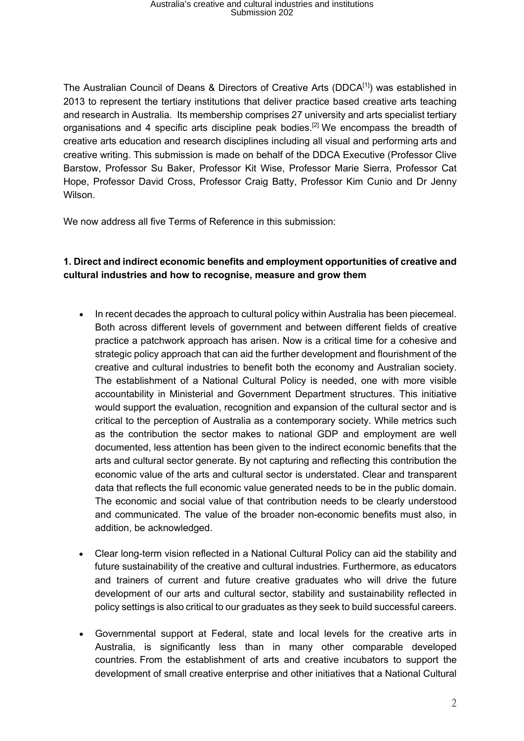The Australian Council of Deans & Directors of Creative Arts (DDCA[1]) was established in 2013 to represent the tertiary institutions that deliver practice based creative arts teaching and research in Australia. Its membership comprises 27 university and arts specialist tertiary organisations and 4 specific arts discipline peak bodies.[2] We encompass the breadth of creative arts education and research disciplines including all visual and performing arts and creative writing. This submission is made on behalf of the DDCA Executive (Professor Clive Barstow, Professor Su Baker, Professor Kit Wise, Professor Marie Sierra, Professor Cat Hope, Professor David Cross, Professor Craig Batty, Professor Kim Cunio and Dr Jenny Wilson.

We now address all five Terms of Reference in this submission:

**1. Direct and indirect economic benefits and employment opportunities of creative and cultural industries and how to recognise, measure and grow them**

- In recent decades the approach to cultural policy within Australia has been piecemeal. Both across different levels of government and between different fields of creative practice a patchwork approach has arisen. Now is a critical time for a cohesive and strategic policy approach that can aid the further development and flourishment of the creative and cultural industries to benefit both the economy and Australian society. The establishment of a National Cultural Policy is needed, one with more visible accountability in Ministerial and Government Department structures. This initiative would support the evaluation, recognition and expansion of the cultural sector and is critical to the perception of Australia as a contemporary society. While metrics such as the contribution the sector makes to national GDP and employment are well documented, less attention has been given to the indirect economic benefits that the arts and cultural sector generate. By not capturing and reflecting this contribution the economic value of the arts and cultural sector is understated. Clear and transparent data that reflects the full economic value generated needs to be in the public domain. The economic and social value of that contribution needs to be clearly understood and communicated. The value of the broader non-economic benefits must also, in addition, be acknowledged.

- Clear long-term vision reflected in a National Cultural Policy can aid the stability and future sustainability of the creative and cultural industries. Furthermore, as educators and trainers of current and future creative graduates who will drive the future development of our arts and cultural sector, stability and sustainability reflected in policy settings is also critical to our graduates as they seek to build successful careers.

- Governmental support at Federal, state and local levels for the creative arts in Australia, is significantly less than in many other comparable developed countries. From the establishment of arts and creative incubators to support the development of small creative enterprise and other initiatives that a National Cultural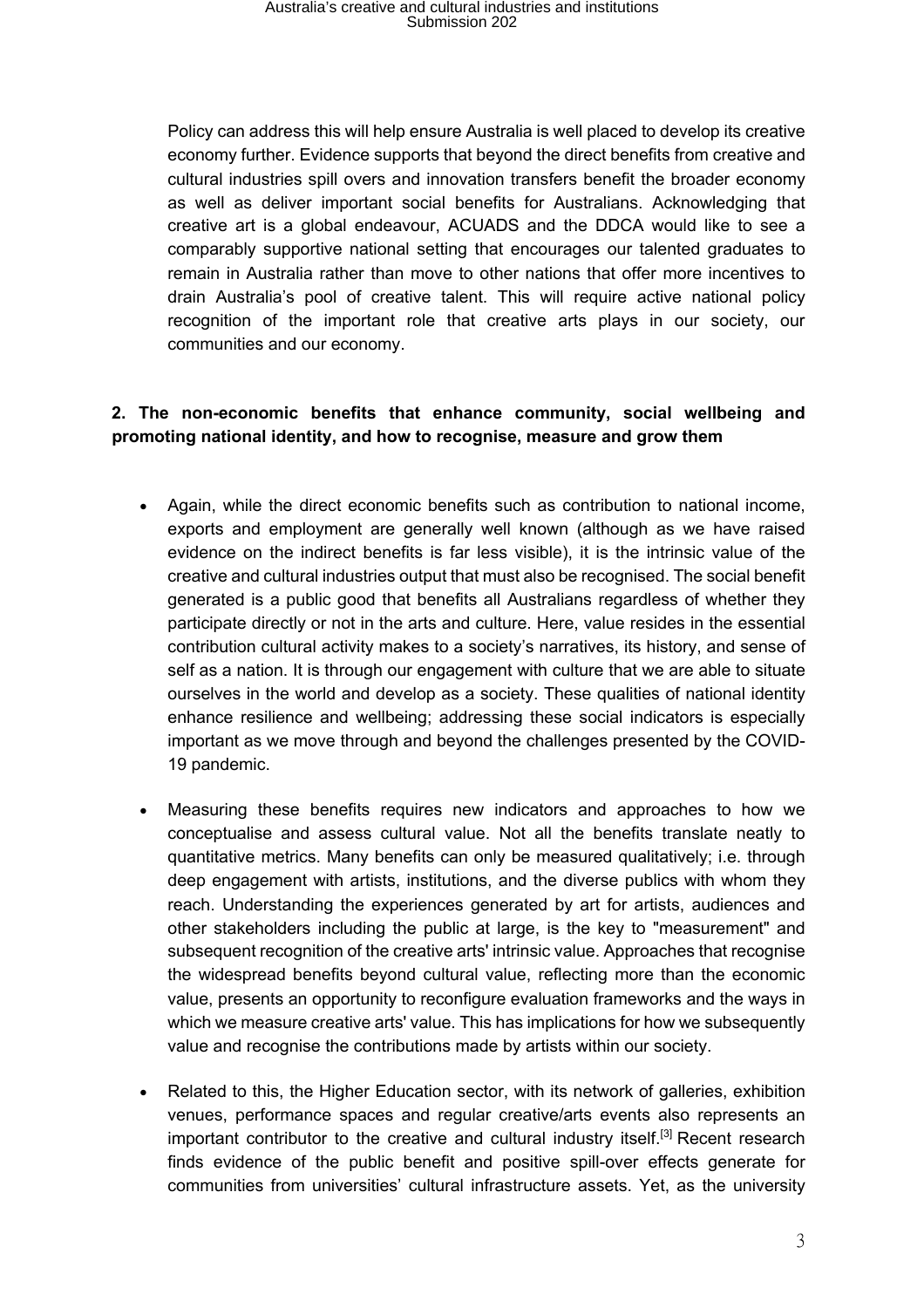Policy can address this will help ensure Australia is well placed to develop its creative economy further. Evidence supports that beyond the direct benefits from creative and cultural industries spill overs and innovation transfers benefit the broader economy as well as deliver important social benefits for Australians. Acknowledging that creative art is a global endeavour, ACUADS and the DDCA would like to see a comparably supportive national setting that encourages our talented graduates to remain in Australia rather than move to other nations that offer more incentives to drain Australia's pool of creative talent. This will require active national policy recognition of the important role that creative arts plays in our society, our communities and our economy.

**2. The non-economic benefits that enhance community, social wellbeing and promoting national identity, and how to recognise, measure and grow them**

- Again, while the direct economic benefits such as contribution to national income, exports and employment are generally well known (although as we have raised evidence on the indirect benefits is far less visible), it is the intrinsic value of the creative and cultural industries output that must also be recognised. The social benefit generated is a public good that benefits all Australians regardless of whether they participate directly or not in the arts and culture. Here, value resides in the essential contribution cultural activity makes to a society's narratives, its history, and sense of self as a nation. It is through our engagement with culture that we are able to situate ourselves in the world and develop as a society. These qualities of national identity enhance resilience and wellbeing; addressing these social indicators is especially important as we move through and beyond the challenges presented by the COVID-19 pandemic.

- Measuring these benefits requires new indicators and approaches to how we conceptualise and assess cultural value. Not all the benefits translate neatly to quantitative metrics. Many benefits can only be measured qualitatively; i.e. through deep engagement with artists, institutions, and the diverse publics with whom they reach. Understanding the experiences generated by art for artists, audiences and other stakeholders including the public at large, is the key to "measurement" and subsequent recognition of the creative arts' intrinsic value. Approaches that recognise the widespread benefits beyond cultural value, reflecting more than the economic value, presents an opportunity to reconfigure evaluation frameworks and the ways in which we measure creative arts' value. This has implications for how we subsequently value and recognise the contributions made by artists within our society.

- Related to this, the Higher Education sector, with its network of galleries, exhibition venues, performance spaces and regular creative/arts events also represents an important contributor to the creative and cultural industry itself.[3] Recent research finds evidence of the public benefit and positive spill-over effects generate for communities from universities' cultural infrastructure assets. Yet, as the university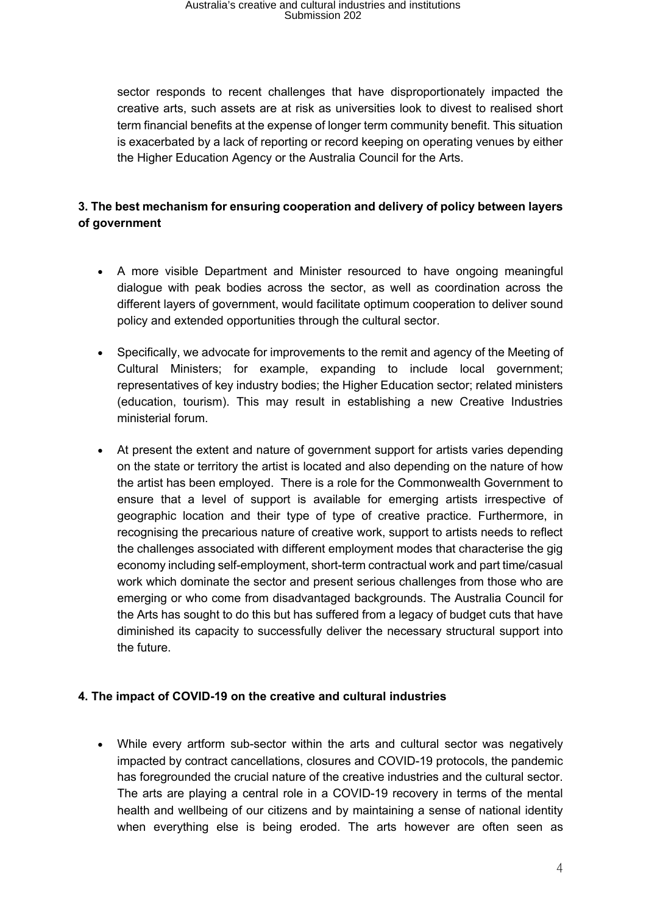sector responds to recent challenges that have disproportionately impacted the creative arts, such assets are at risk as universities look to divest to realised short term financial benefits at the expense of longer term community benefit. This situation is exacerbated by a lack of reporting or record keeping on operating venues by either the Higher Education Agency or the Australia Council for the Arts.

**3. The best mechanism for ensuring cooperation and delivery of policy between layers of government**

- A more visible Department and Minister resourced to have ongoing meaningful dialogue with peak bodies across the sector, as well as coordination across the different layers of government, would facilitate optimum cooperation to deliver sound policy and extended opportunities through the cultural sector.
- Specifically, we advocate for improvements to the remit and agency of the Meeting of Cultural Ministers; for example, expanding to include local government; representatives of key industry bodies; the Higher Education sector; related ministers (education, tourism). This may result in establishing a new Creative Industries ministerial forum.
- At present the extent and nature of government support for artists varies depending on the state or territory the artist is located and also depending on the nature of how the artist has been employed. There is a role for the Commonwealth Government to ensure that a level of support is available for emerging artists irrespective of geographic location and their type of type of creative practice. Furthermore, in recognising the precarious nature of creative work, support to artists needs to reflect the challenges associated with different employment modes that characterise the gig economy including self-employment, short-term contractual work and part time/casual work which dominate the sector and present serious challenges from those who are emerging or who come from disadvantaged backgrounds. The Australia Council for the Arts has sought to do this but has suffered from a legacy of budget cuts that have diminished its capacity to successfully deliver the necessary structural support into the future.

**4. The impact of COVID-19 on the creative and cultural industries**

- While every artform sub-sector within the arts and cultural sector was negatively impacted by contract cancellations, closures and COVID-19 protocols, the pandemic has foregrounded the crucial nature of the creative industries and the cultural sector. The arts are playing a central role in a COVID-19 recovery in terms of the mental health and wellbeing of our citizens and by maintaining a sense of national identity when everything else is being eroded. The arts however are often seen as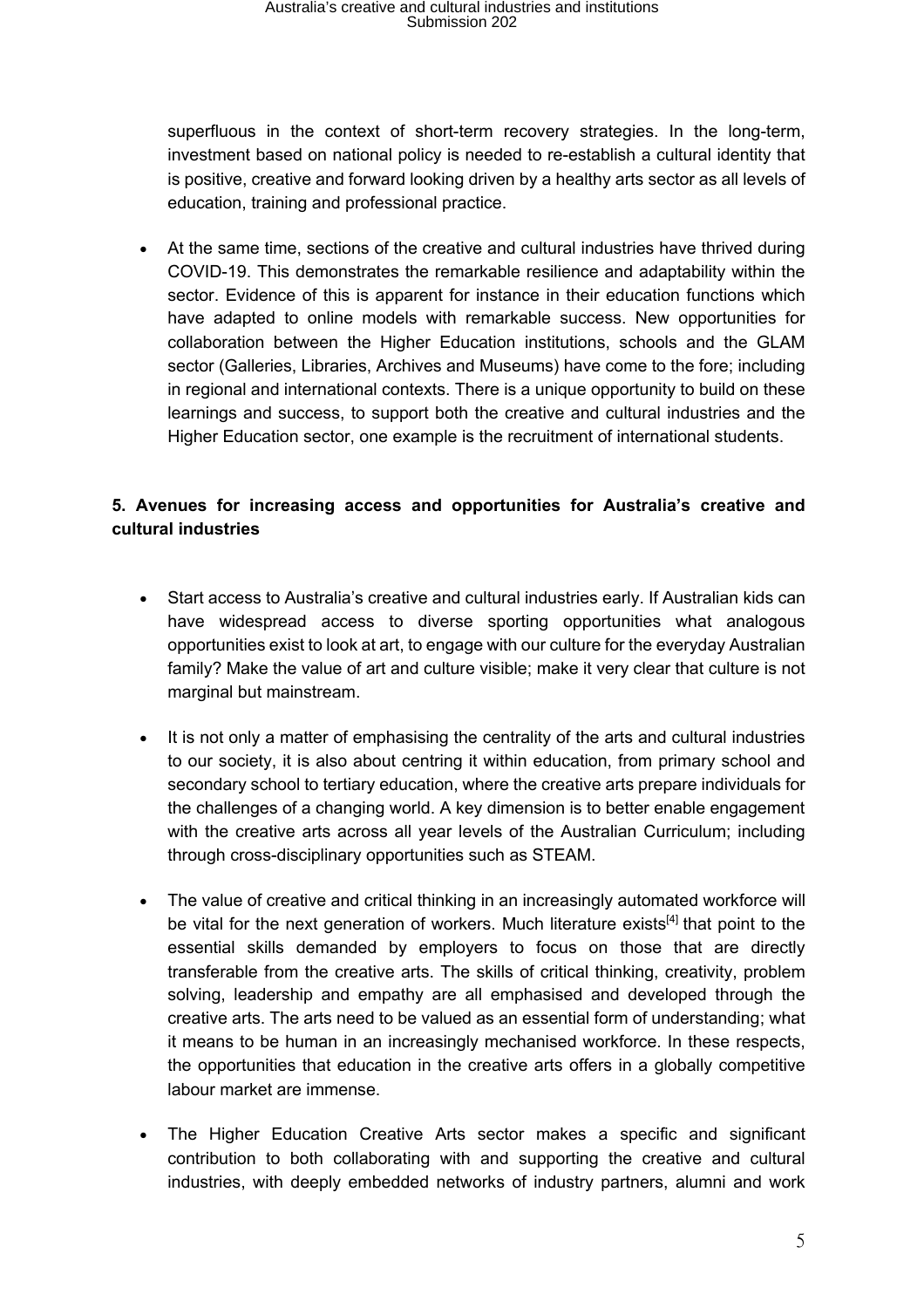superfluous in the context of short-term recovery strategies. In the long-term, investment based on national policy is needed to re-establish a cultural identity that is positive, creative and forward looking driven by a healthy arts sector as all levels of education, training and professional practice.

- At the same time, sections of the creative and cultural industries have thrived during COVID-19. This demonstrates the remarkable resilience and adaptability within the sector. Evidence of this is apparent for instance in their education functions which have adapted to online models with remarkable success. New opportunities for collaboration between the Higher Education institutions, schools and the GLAM sector (Galleries, Libraries, Archives and Museums) have come to the fore; including in regional and international contexts. There is a unique opportunity to build on these learnings and success, to support both the creative and cultural industries and the Higher Education sector, one example is the recruitment of international students.

**5. Avenues for increasing access and opportunities for Australia's creative and cultural industries**

- Start access to Australia's creative and cultural industries early. If Australian kids can have widespread access to diverse sporting opportunities what analogous opportunities exist to look at art, to engage with our culture for the everyday Australian family? Make the value of art and culture visible; make it very clear that culture is not marginal but mainstream.
- It is not only a matter of emphasising the centrality of the arts and cultural industries to our society, it is also about centring it within education, from primary school and secondary school to tertiary education, where the creative arts prepare individuals for the challenges of a changing world. A key dimension is to better enable engagement with the creative arts across all year levels of the Australian Curriculum; including through cross-disciplinary opportunities such as STEAM.
- The value of creative and critical thinking in an increasingly automated workforce will be vital for the next generation of workers. Much literature exists[4] that point to the essential skills demanded by employers to focus on those that are directly transferable from the creative arts. The skills of critical thinking, creativity, problem solving, leadership and empathy are all emphasised and developed through the creative arts. The arts need to be valued as an essential form of understanding; what it means to be human in an increasingly mechanised workforce. In these respects, the opportunities that education in the creative arts offers in a globally competitive labour market are immense.
- The Higher Education Creative Arts sector makes a specific and significant contribution to both collaborating with and supporting the creative and cultural industries, with deeply embedded networks of industry partners, alumni and work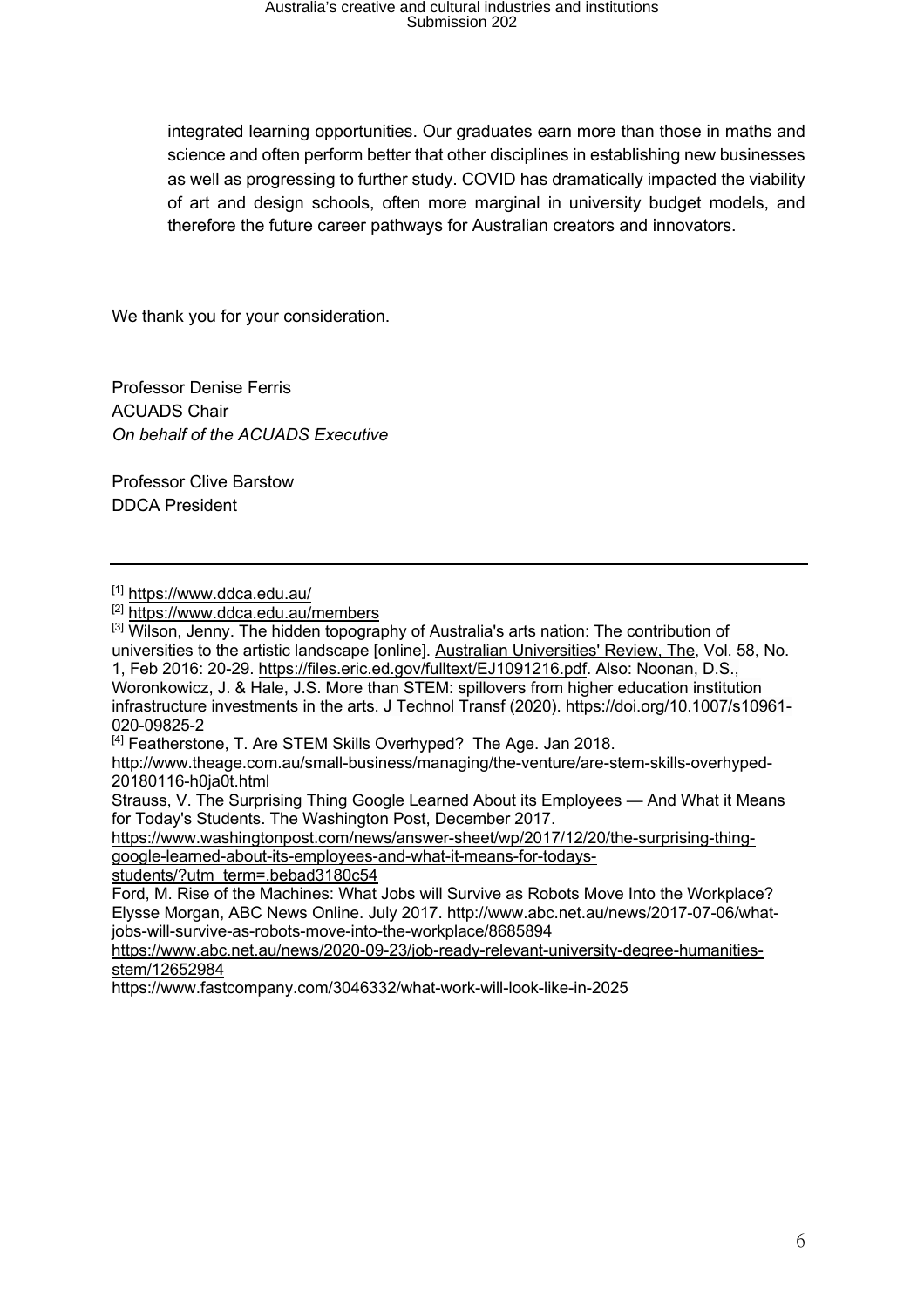integrated learning opportunities. Our graduates earn more than those in maths and science and often perform better that other disciplines in establishing new businesses as well as progressing to further study. COVID has dramatically impacted the viability of art and design schools, often more marginal in university budget models, and therefore the future career pathways for Australian creators and innovators.

We thank you for your consideration.

Professor Denise Ferris
ACUADS Chair
*On behalf of the ACUADS Executive*

Professor Clive Barstow
DDCA President

---

[1] https://www.ddca.edu.au/

[2] https://www.ddca.edu.au/members

[3] Wilson, Jenny. The hidden topography of Australia's arts nation: The contribution of universities to the artistic landscape [online]. Australian Universities' Review, The, Vol. 58, No. 1, Feb 2016: 20-29. https://files.eric.ed.gov/fulltext/EJ1091216.pdf. Also: Noonan, D.S., Woronkowicz, J. & Hale, J.S. More than STEM: spillovers from higher education institution infrastructure investments in the arts. J Technol Transf (2020). https://doi.org/10.1007/s10961-020-09825-2

[4] Featherstone, T. Are STEM Skills Overhyped? The Age. Jan 2018. http://www.theage.com.au/small-business/managing/the-venture/are-stem-skills-overhyped-20180116-h0ja0t.html

Strauss, V. The Surprising Thing Google Learned About its Employees — And What it Means for Today's Students. The Washington Post, December 2017. https://www.washingtonpost.com/news/answer-sheet/wp/2017/12/20/the-surprising-thing-google-learned-about-its-employees-and-what-it-means-for-todays-students/?utm_term=.bebad3180c54

Ford, M. Rise of the Machines: What Jobs will Survive as Robots Move Into the Workplace? Elysse Morgan, ABC News Online. July 2017. http://www.abc.net.au/news/2017-07-06/what-jobs-will-survive-as-robots-move-into-the-workplace/8685894

https://www.abc.net.au/news/2020-09-23/job-ready-relevant-university-degree-humanities-stem/12652984

https://www.fastcompany.com/3046332/what-work-will-look-like-in-2025